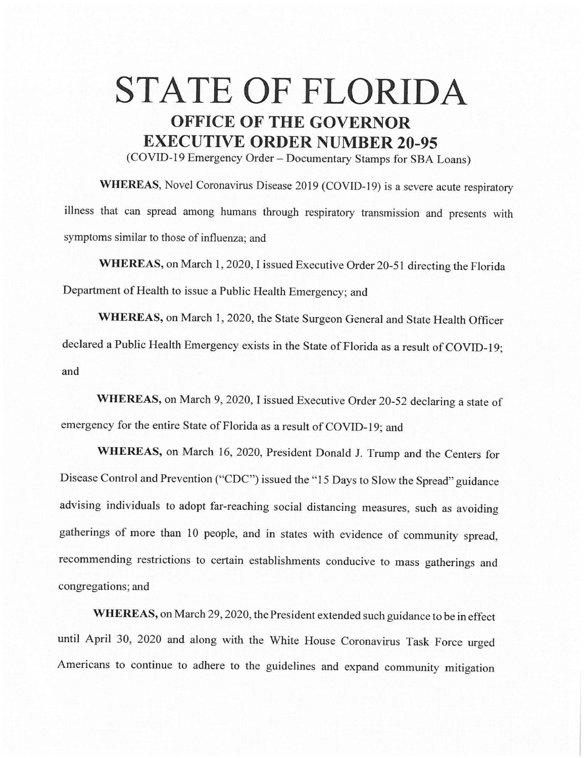# STATE OF FLORIDA

## OFFICE OF THE GOVERNOR

## EXECUTIVE ORDER NUMBER 20-95

(COVID-19 Emergency Order – Documentary Stamps for SBA Loans)

**WHEREAS**, Novel Coronavirus Disease 2019 (COVID-19) is a severe acute respiratory illness that can spread among humans through respiratory transmission and presents with symptoms similar to those of influenza; and

**WHEREAS,** on March 1, 2020, I issued Executive Order 20-51 directing the Florida Department of Health to issue a Public Health Emergency; and

**WHEREAS,** on March 1, 2020, the State Surgeon General and State Health Officer declared a Public Health Emergency exists in the State of Florida as a result of COVID-19; and

**WHEREAS,** on March 9, 2020, I issued Executive Order 20-52 declaring a state of emergency for the entire State of Florida as a result of COVID-19; and

**WHEREAS,** on March 16, 2020, President Donald J. Trump and the Centers for Disease Control and Prevention ("CDC") issued the "15 Days to Slow the Spread" guidance advising individuals to adopt far-reaching social distancing measures, such as avoiding gatherings of more than 10 people, and in states with evidence of community spread, recommending restrictions to certain establishments conducive to mass gatherings and congregations; and

**WHEREAS,** on March 29, 2020, the President extended such guidance to be in effect until April 30, 2020 and along with the White House Coronavirus Task Force urged Americans to continue to adhere to the guidelines and expand community mitigation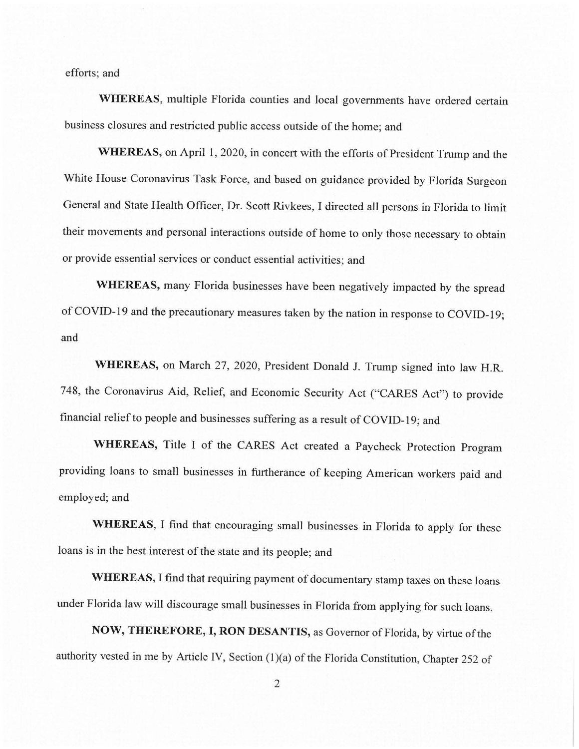efforts; and

**WHEREAS**, multiple Florida counties and local governments have ordered certain business closures and restricted public access outside of the home; and

**WHEREAS,** on April 1, 2020, in concert with the efforts of President Trump and the White House Coronavirus Task Force, and based on guidance provided by Florida Surgeon General and State Health Officer, Dr. Scott Rivkees, I directed all persons in Florida to limit their movements and personal interactions outside of home to only those necessary to obtain or provide essential services or conduct essential activities; and

**WHEREAS,** many Florida businesses have been negatively impacted by the spread of COVID-19 and the precautionary measures taken by the nation in response to COVID-19; and

**WHEREAS,** on March 27, 2020, President Donald J. Trump signed into law H.R. 748, the Coronavirus Aid, Relief, and Economic Security Act ("CARES Act") to provide financial relief to people and businesses suffering as a result of COVID-19; and

**WHEREAS,** Title I of the CARES Act created a Paycheck Protection Program providing loans to small businesses in furtherance of keeping American workers paid and employed; and

**WHEREAS**, I find that encouraging small businesses in Florida to apply for these loans is in the best interest of the state and its people; and

**WHEREAS,** I find that requiring payment of documentary stamp taxes on these loans under Florida law will discourage small businesses in Florida from applying for such loans.

**NOW, THEREFORE, I, RON DESANTIS,** as Governor of Florida, by virtue of the authority vested in me by Article IV, Section (1)(a) of the Florida Constitution, Chapter 252 of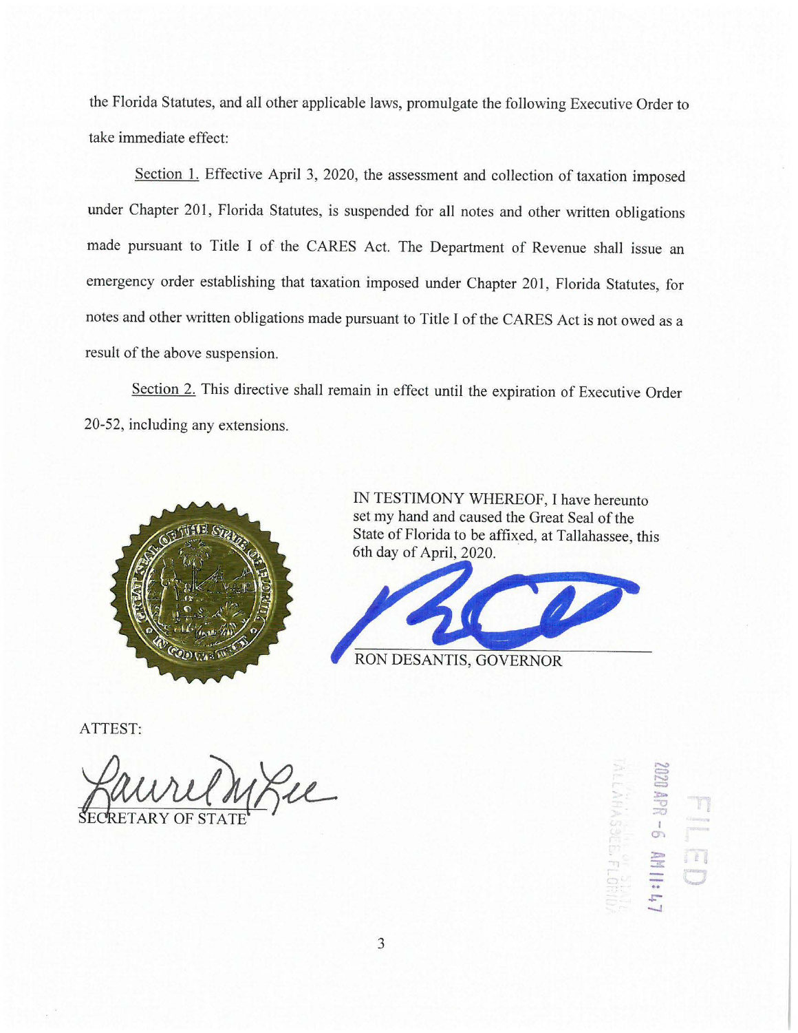the Florida Statutes, and all other applicable laws, promulgate the following Executive Order to take immediate effect:

Section 1. Effective April 3, 2020, the assessment and collection of taxation imposed under Chapter 201, Florida Statutes, is suspended for all notes and other written obligations made pursuant to Title I of the CARES Act. The Department of Revenue shall issue an emergency order establishing that taxation imposed under Chapter 201, Florida Statutes, for notes and other written obligations made pursuant to Title I of the CARES Act is not owed as a result of the above suspension.

Section 2. This directive shall remain in effect until the expiration of Executive Order 20-52, including any extensions.

IN TESTIMONY WHEREOF, I have hereunto set my hand and caused the Great Seal of the State of Florida to be affixed, at Tallahassee, this 6th day of April, 2020.

RON DESANTIS, GOVERNOR

ATTEST:

SECRETARY OF STATE

FILED

2020 APR -6 AM 11:47

TALLAHASSEE, FLORIDA